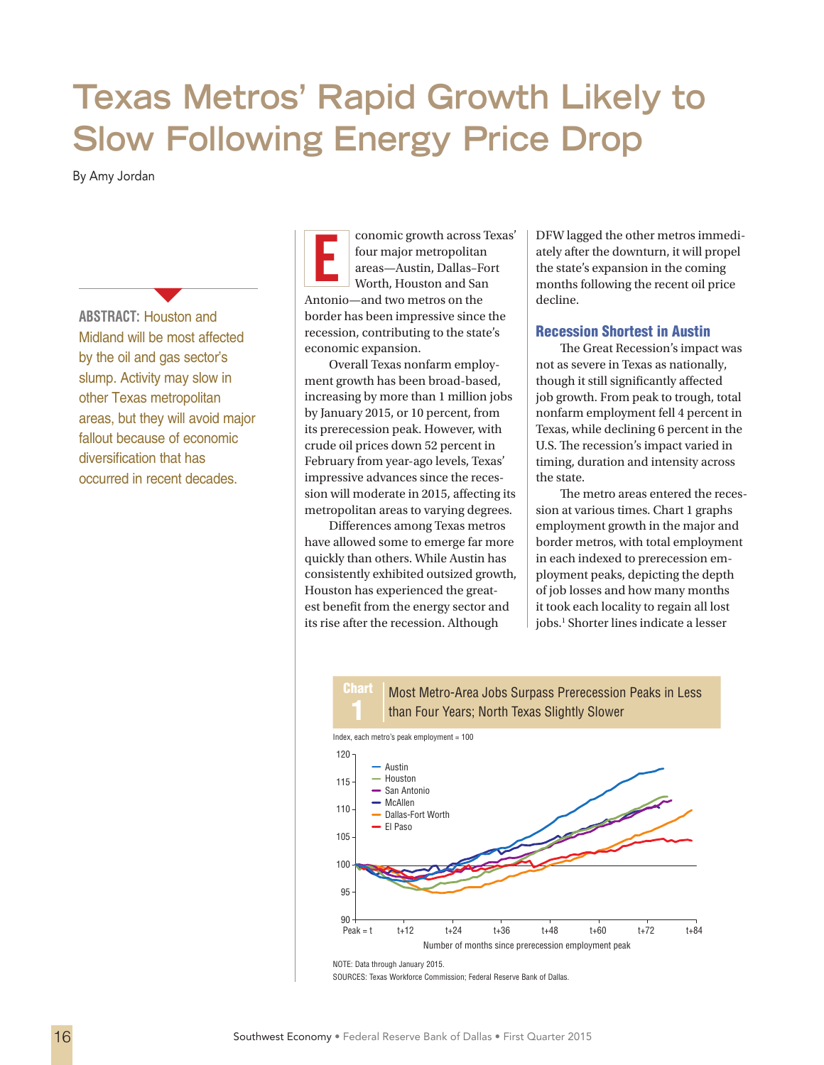# Texas Metros' Rapid Growth Likely to Slow Following Energy Price Drop

By Amy Jordan

**ABSTRACT:** Houston and Midland will be most affected by the oil and gas sector's slump. Activity may slow in other Texas metropolitan areas, but they will avoid major fallout because of economic diversification that has occurred in recent decades.

Economic growth across Texas' four major metropolitan areas—Austin, Dallas–Fort Worth, Houston and San Antonio—and two metros on the border has been impressive since the recession, contributing to the state's economic expansion.

Overall Texas nonfarm employment growth has been broad-based, increasing by more than 1 million jobs by January 2015, or 10 percent, from its prerecession peak. However, with crude oil prices down 52 percent in February from year-ago levels, Texas' impressive advances since the recession will moderate in 2015, affecting its metropolitan areas to varying degrees.

Differences among Texas metros have allowed some to emerge far more quickly than others. While Austin has consistently exhibited outsized growth, Houston has experienced the greatest benefit from the energy sector and its rise after the recession. Although DFW lagged the other metros immediately after the downturn, it will propel the state's expansion in the coming months following the recent oil price decline.

## Recession Shortest in Austin

The Great Recession's impact was not as severe in Texas as nationally, though it still significantly affected job growth. From peak to trough, total nonfarm employment fell 4 percent in Texas, while declining 6 percent in the U.S. The recession's impact varied in timing, duration and intensity across the state.

The metro areas entered the recession at various times. Chart 1 graphs employment growth in the major and border metros, with total employment in each indexed to prerecession employment peaks, depicting the depth of job losses and how many months it took each locality to regain all lost jobs.[1] Shorter lines indicate a lesser

**Chart 1** Most Metro-Area Jobs Surpass Prerecession Peaks in Less than Four Years; North Texas Slightly Slower

Index, each metro's peak employment = 100

Series: Austin, Houston, San Antonio, McAllen, Dallas-Fort Worth, El Paso

X-axis: Number of months since prerecession employment peak (Peak = t, t+12, t+24, t+36, t+48, t+60, t+72, t+84)

NOTE: Data through January 2015.

SOURCES: Texas Workforce Commission; Federal Reserve Bank of Dallas.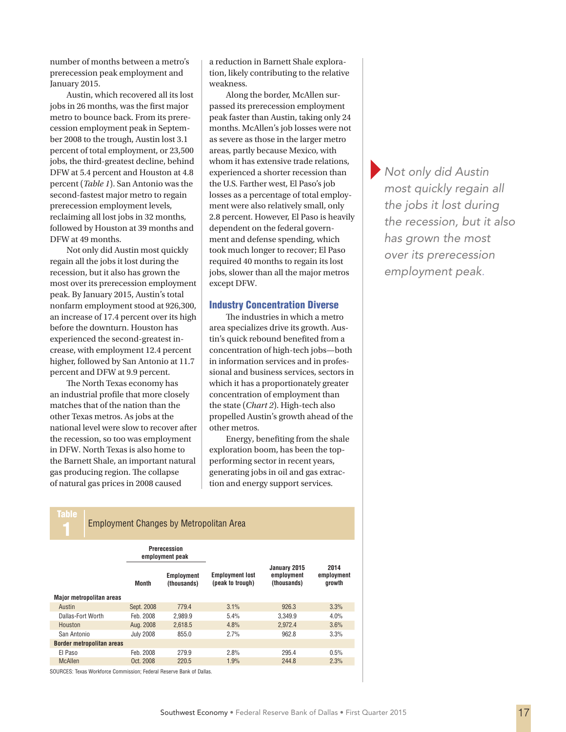number of months between a metro's prerecession peak employment and January 2015.

Austin, which recovered all its lost jobs in 26 months, was the first major metro to bounce back. From its prerecession employment peak in September 2008 to the trough, Austin lost 3.1 percent of total employment, or 23,500 jobs, the third-greatest decline, behind DFW at 5.4 percent and Houston at 4.8 percent (*Table 1*). San Antonio was the second-fastest major metro to regain prerecession employment levels, reclaiming all lost jobs in 32 months, followed by Houston at 39 months and DFW at 49 months.

Not only did Austin most quickly regain all the jobs it lost during the recession, but it also has grown the most over its prerecession employment peak. By January 2015, Austin's total nonfarm employment stood at 926,300, an increase of 17.4 percent over its high before the downturn. Houston has experienced the second-greatest increase, with employment 12.4 percent higher, followed by San Antonio at 11.7 percent and DFW at 9.9 percent.

The North Texas economy has an industrial profile that more closely matches that of the nation than the other Texas metros. As jobs at the national level were slow to recover after the recession, so too was employment in DFW. North Texas is also home to the Barnett Shale, an important natural gas producing region. The collapse of natural gas prices in 2008 caused a reduction in Barnett Shale exploration, likely contributing to the relative weakness.

Along the border, McAllen surpassed its prerecession employment peak faster than Austin, taking only 24 months. McAllen's job losses were not as severe as those in the larger metro areas, partly because Mexico, with whom it has extensive trade relations, experienced a shorter recession than the U.S. Farther west, El Paso's job losses as a percentage of total employment were also relatively small, only 2.8 percent. However, El Paso is heavily dependent on the federal government and defense spending, which took much longer to recover; El Paso required 40 months to regain its lost jobs, slower than all the major metros except DFW.

## Industry Concentration Diverse

The industries in which a metro area specializes drive its growth. Austin's quick rebound benefited from a concentration of high-tech jobs—both in information services and in professional and business services, sectors in which it has a proportionately greater concentration of employment than the state (*Chart 2*). High-tech also propelled Austin's growth ahead of the other metros.

Energy, benefiting from the shale exploration boom, has been the top-performing sector in recent years, generating jobs in oil and gas extraction and energy support services.

*Not only did Austin most quickly regain all the jobs it lost during the recession, but it also has grown the most over its prerecession employment peak.*

**Table 1** Employment Changes by Metropolitan Area

| | Prerecession employment peak | | | | |
|---|---|---|---|---|---|
| | Month | Employment (thousands) | Employment lost (peak to trough) | January 2015 employment (thousands) | 2014 employment growth |
| **Major metropolitan areas** | | | | | |
| Austin | Sept. 2008 | 779.4 | 3.1% | 926.3 | 3.3% |
| Dallas-Fort Worth | Feb. 2008 | 2,989.9 | 5.4% | 3,349.9 | 4.0% |
| Houston | Aug. 2008 | 2,618.5 | 4.8% | 2,972.4 | 3.6% |
| San Antonio | July 2008 | 855.0 | 2.7% | 962.8 | 3.3% |
| **Border metropolitan areas** | | | | | |
| El Paso | Feb. 2008 | 279.9 | 2.8% | 295.4 | 0.5% |
| McAllen | Oct. 2008 | 220.5 | 1.9% | 244.8 | 2.3% |

SOURCES: Texas Workforce Commission; Federal Reserve Bank of Dallas.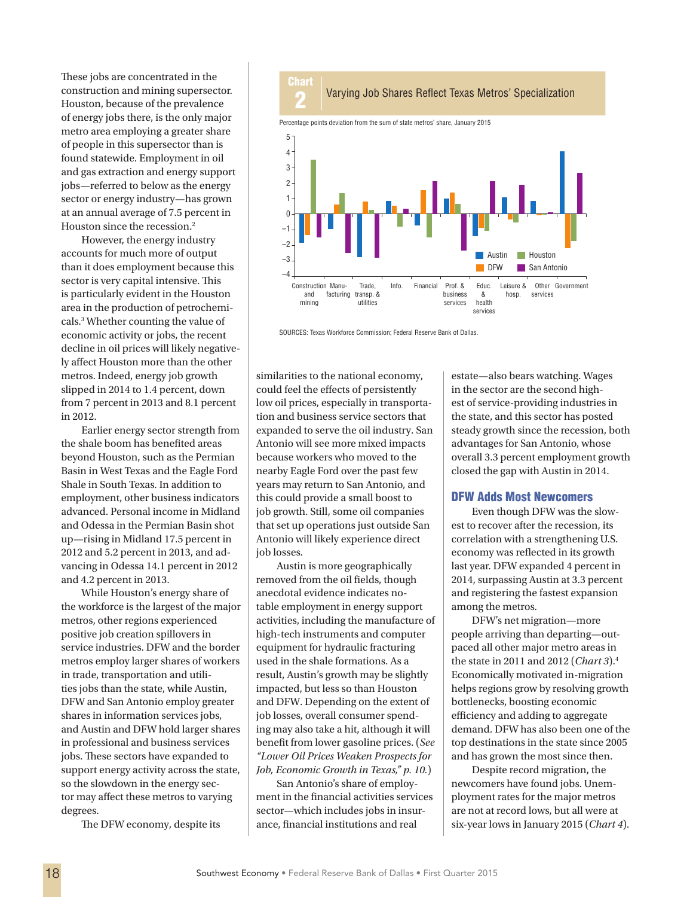These jobs are concentrated in the construction and mining supersector. Houston, because of the prevalence of energy jobs there, is the only major metro area employing a greater share of people in this supersector than is found statewide. Employment in oil and gas extraction and energy support jobs—referred to below as the energy sector or energy industry—has grown at an annual average of 7.5 percent in Houston since the recession.[2]

However, the energy industry accounts for much more of output than it does employment because this sector is very capital intensive. This is particularly evident in the Houston area in the production of petrochemicals.[3] Whether counting the value of economic activity or jobs, the recent decline in oil prices will likely negatively affect Houston more than the other metros. Indeed, energy job growth slipped in 2014 to 1.4 percent, down from 7 percent in 2013 and 8.1 percent in 2012.

Earlier energy sector strength from the shale boom has benefited areas beyond Houston, such as the Permian Basin in West Texas and the Eagle Ford Shale in South Texas. In addition to employment, other business indicators advanced. Personal income in Midland and Odessa in the Permian Basin shot up—rising in Midland 17.5 percent in 2012 and 5.2 percent in 2013, and advancing in Odessa 14.1 percent in 2012 and 4.2 percent in 2013.

While Houston's energy share of the workforce is the largest of the major metros, other regions experienced positive job creation spillovers in service industries. DFW and the border metros employ larger shares of workers in trade, transportation and utilities jobs than the state, while Austin, DFW and San Antonio employ greater shares in information services jobs, and Austin and DFW hold larger shares in professional and business services jobs. These sectors have expanded to support energy activity across the state, so the slowdown in the energy sector may affect these metros to varying degrees.

**Chart 2**
**Varying Job Shares Reflect Texas Metros' Specialization**

Percentage points deviation from the sum of state metros' share, January 2015

SOURCES: Texas Workforce Commission; Federal Reserve Bank of Dallas.

The DFW economy, despite its similarities to the national economy, could feel the effects of persistently low oil prices, especially in transportation and business service sectors that expanded to serve the oil industry. San Antonio will see more mixed impacts because workers who moved to the nearby Eagle Ford over the past few years may return to San Antonio, and this could provide a small boost to job growth. Still, some oil companies that set up operations just outside San Antonio will likely experience direct job losses.

Austin is more geographically removed from the oil fields, though anecdotal evidence indicates notable employment in energy support activities, including the manufacture of high-tech instruments and computer equipment for hydraulic fracturing used in the shale formations. As a result, Austin's growth may be slightly impacted, but less so than Houston and DFW. Depending on the extent of job losses, overall consumer spending may also take a hit, although it will benefit from lower gasoline prices. (*See "Lower Oil Prices Weaken Prospects for Job, Economic Growth in Texas," p. 10.*)

San Antonio's share of employment in the financial activities services sector—which includes jobs in insurance, financial institutions and real estate—also bears watching. Wages in the sector are the second highest of service-providing industries in the state, and this sector has posted steady growth since the recession, both advantages for San Antonio, whose overall 3.3 percent employment growth closed the gap with Austin in 2014.

## DFW Adds Most Newcomers

Even though DFW was the slowest to recover after the recession, its correlation with a strengthening U.S. economy was reflected in its growth last year. DFW expanded 4 percent in 2014, surpassing Austin at 3.3 percent and registering the fastest expansion among the metros.

DFW's net migration—more people arriving than departing—outpaced all other major metro areas in the state in 2011 and 2012 (*Chart 3*).[4] Economically motivated in-migration helps regions grow by resolving growth bottlenecks, boosting economic efficiency and adding to aggregate demand. DFW has also been one of the top destinations in the state since 2005 and has grown the most since then.

Despite record migration, the newcomers have found jobs. Unemployment rates for the major metros are not at record lows, but all were at six-year lows in January 2015 (*Chart 4*).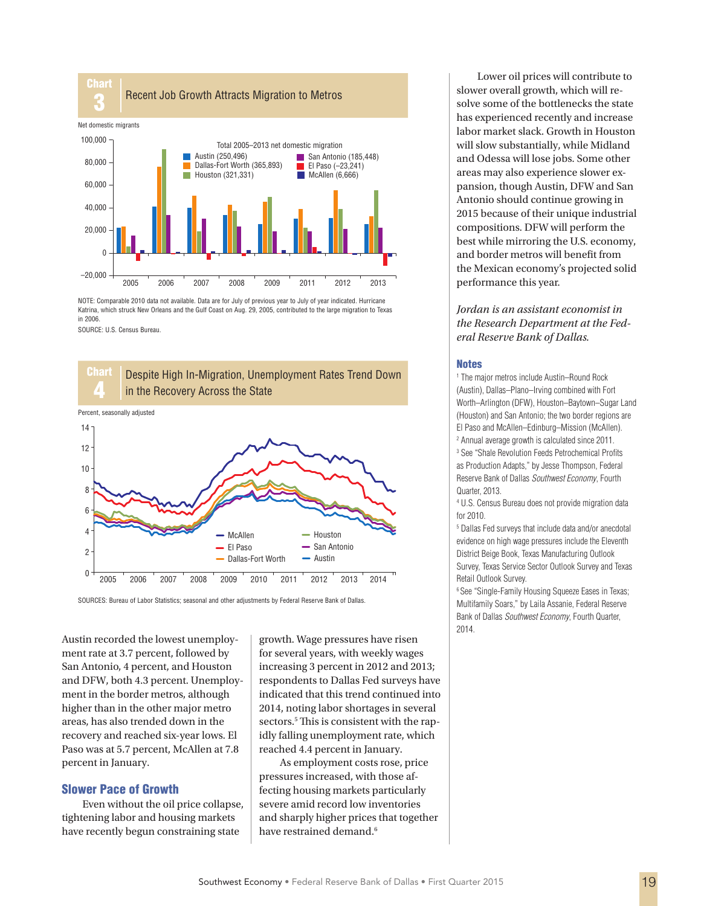**Chart 3**

## Recent Job Growth Attracts Migration to Metros

Net domestic migrants

100,000
80,000
60,000
40,000
20,000
0
–20,000

2005 2006 2007 2008 2009 2011 2012 2013

Total 2005–2013 net domestic migration

Austin (250,496)
Dallas-Fort Worth (365,893)
Houston (321,331)
San Antonio (185,448)
El Paso (–23,241)
McAllen (6,666)

NOTE: Comparable 2010 data not available. Data are for July of previous year to July of year indicated. Hurricane Katrina, which struck New Orleans and the Gulf Coast on Aug. 29, 2005, contributed to the large migration to Texas in 2006.

SOURCE: U.S. Census Bureau.

**Chart 4**

## Despite High In-Migration, Unemployment Rates Trend Down in the Recovery Across the State

Percent, seasonally adjusted

14
12
10
8
6
4
2
0

2005 2006 2007 2008 2009 2010 2011 2012 2013 2014

McAllen
El Paso
Dallas-Fort Worth
Houston
San Antonio
Austin

SOURCES: Bureau of Labor Statistics; seasonal and other adjustments by Federal Reserve Bank of Dallas.

Austin recorded the lowest unemployment rate at 3.7 percent, followed by San Antonio, 4 percent, and Houston and DFW, both 4.3 percent. Unemployment in the border metros, although higher than in the other major metro areas, has also trended down in the recovery and reached six-year lows. El Paso was at 5.7 percent, McAllen at 7.8 percent in January.

### Slower Pace of Growth

Even without the oil price collapse, tightening labor and housing markets have recently begun constraining state growth. Wage pressures have risen for several years, with weekly wages increasing 3 percent in 2012 and 2013; respondents to Dallas Fed surveys have indicated that this trend continued into 2014, noting labor shortages in several sectors.[5] This is consistent with the rapidly falling unemployment rate, which reached 4.4 percent in January.

As employment costs rose, price pressures increased, with those affecting housing markets particularly severe amid record low inventories and sharply higher prices that together have restrained demand.[6]

Lower oil prices will contribute to slower overall growth, which will resolve some of the bottlenecks the state has experienced recently and increase labor market slack. Growth in Houston will slow substantially, while Midland and Odessa will lose jobs. Some other areas may also experience slower expansion, though Austin, DFW and San Antonio should continue growing in 2015 because of their unique industrial compositions. DFW will perform the best while mirroring the U.S. economy, and border metros will benefit from the Mexican economy's projected solid performance this year.

*Jordan is an assistant economist in the Research Department at the Federal Reserve Bank of Dallas.*

### Notes

[1] The major metros include Austin–Round Rock (Austin), Dallas–Plano–Irving combined with Fort Worth–Arlington (DFW), Houston–Baytown–Sugar Land (Houston) and San Antonio; the two border regions are El Paso and McAllen–Edinburg–Mission (McAllen).

[2] Annual average growth is calculated since 2011.

[3] See "Shale Revolution Feeds Petrochemical Profits as Production Adapts," by Jesse Thompson, Federal Reserve Bank of Dallas *Southwest Economy*, Fourth Quarter, 2013.

[4] U.S. Census Bureau does not provide migration data for 2010.

[5] Dallas Fed surveys that include data and/or anecdotal evidence on high wage pressures include the Eleventh District Beige Book, Texas Manufacturing Outlook Survey, Texas Service Sector Outlook Survey and Texas Retail Outlook Survey.

[6] See "Single-Family Housing Squeeze Eases in Texas; Multifamily Soars," by Laila Assanie, Federal Reserve Bank of Dallas *Southwest Economy*, Fourth Quarter, 2014.